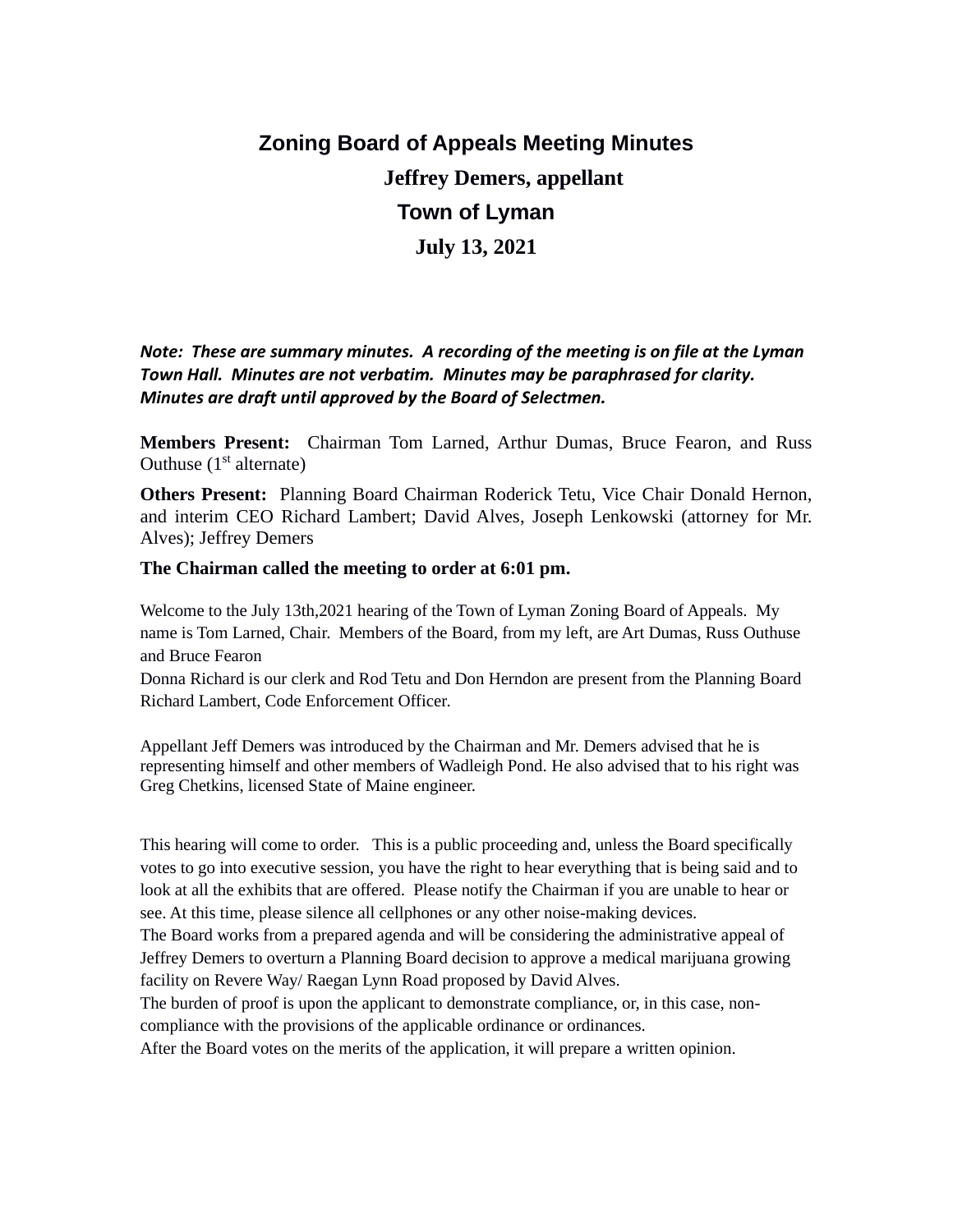# Zoning Board of Appeals Meeting Minutes

## Jeffrey Demers, appellant

## Town of Lyman

## July 13, 2021

***Note: These are summary minutes. A recording of the meeting is on file at the Lyman Town Hall. Minutes are not verbatim. Minutes may be paraphrased for clarity. Minutes are draft until approved by the Board of Selectmen.***

**Members Present:** Chairman Tom Larned, Arthur Dumas, Bruce Fearon, and Russ Outhuse (1st alternate)

**Others Present:** Planning Board Chairman Roderick Tetu, Vice Chair Donald Hernon, and interim CEO Richard Lambert; David Alves, Joseph Lenkowski (attorney for Mr. Alves); Jeffrey Demers

**The Chairman called the meeting to order at 6:01 pm.**

Welcome to the July 13th,2021 hearing of the Town of Lyman Zoning Board of Appeals. My name is Tom Larned, Chair. Members of the Board, from my left, are Art Dumas, Russ Outhuse and Bruce Fearon

Donna Richard is our clerk and Rod Tetu and Don Herndon are present from the Planning Board Richard Lambert, Code Enforcement Officer.

Appellant Jeff Demers was introduced by the Chairman and Mr. Demers advised that he is representing himself and other members of Wadleigh Pond. He also advised that to his right was Greg Chetkins, licensed State of Maine engineer.

This hearing will come to order. This is a public proceeding and, unless the Board specifically votes to go into executive session, you have the right to hear everything that is being said and to look at all the exhibits that are offered. Please notify the Chairman if you are unable to hear or see. At this time, please silence all cellphones or any other noise-making devices.

The Board works from a prepared agenda and will be considering the administrative appeal of Jeffrey Demers to overturn a Planning Board decision to approve a medical marijuana growing facility on Revere Way/ Raegan Lynn Road proposed by David Alves.

The burden of proof is upon the applicant to demonstrate compliance, or, in this case, non-compliance with the provisions of the applicable ordinance or ordinances.

After the Board votes on the merits of the application, it will prepare a written opinion.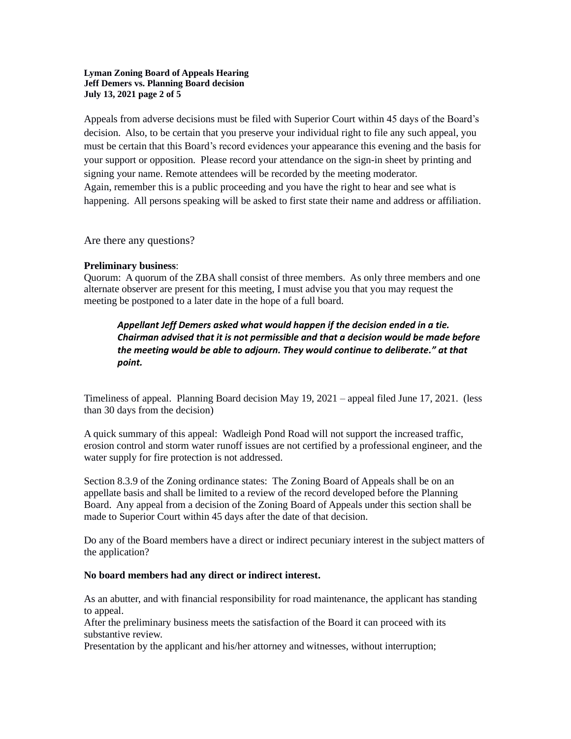Appeals from adverse decisions must be filed with Superior Court within 45 days of the Board's decision. Also, to be certain that you preserve your individual right to file any such appeal, you must be certain that this Board's record evidences your appearance this evening and the basis for your support or opposition. Please record your attendance on the sign-in sheet by printing and signing your name. Remote attendees will be recorded by the meeting moderator.
Again, remember this is a public proceeding and you have the right to hear and see what is happening. All persons speaking will be asked to first state their name and address or affiliation.

Are there any questions?

**Preliminary business**:
Quorum: A quorum of the ZBA shall consist of three members. As only three members and one alternate observer are present for this meeting, I must advise you that you may request the meeting be postponed to a later date in the hope of a full board.

> ***Appellant Jeff Demers asked what would happen if the decision ended in a tie. Chairman advised that it is not permissible and that a decision would be made before the meeting would be able to adjourn. They would continue to deliberate." at that point.***

Timeliness of appeal. Planning Board decision May 19, 2021 – appeal filed June 17, 2021. (less than 30 days from the decision)

A quick summary of this appeal: Wadleigh Pond Road will not support the increased traffic, erosion control and storm water runoff issues are not certified by a professional engineer, and the water supply for fire protection is not addressed.

Section 8.3.9 of the Zoning ordinance states: The Zoning Board of Appeals shall be on an appellate basis and shall be limited to a review of the record developed before the Planning Board. Any appeal from a decision of the Zoning Board of Appeals under this section shall be made to Superior Court within 45 days after the date of that decision.

Do any of the Board members have a direct or indirect pecuniary interest in the subject matters of the application?

**No board members had any direct or indirect interest.**

As an abutter, and with financial responsibility for road maintenance, the applicant has standing to appeal.
After the preliminary business meets the satisfaction of the Board it can proceed with its substantive review.
Presentation by the applicant and his/her attorney and witnesses, without interruption;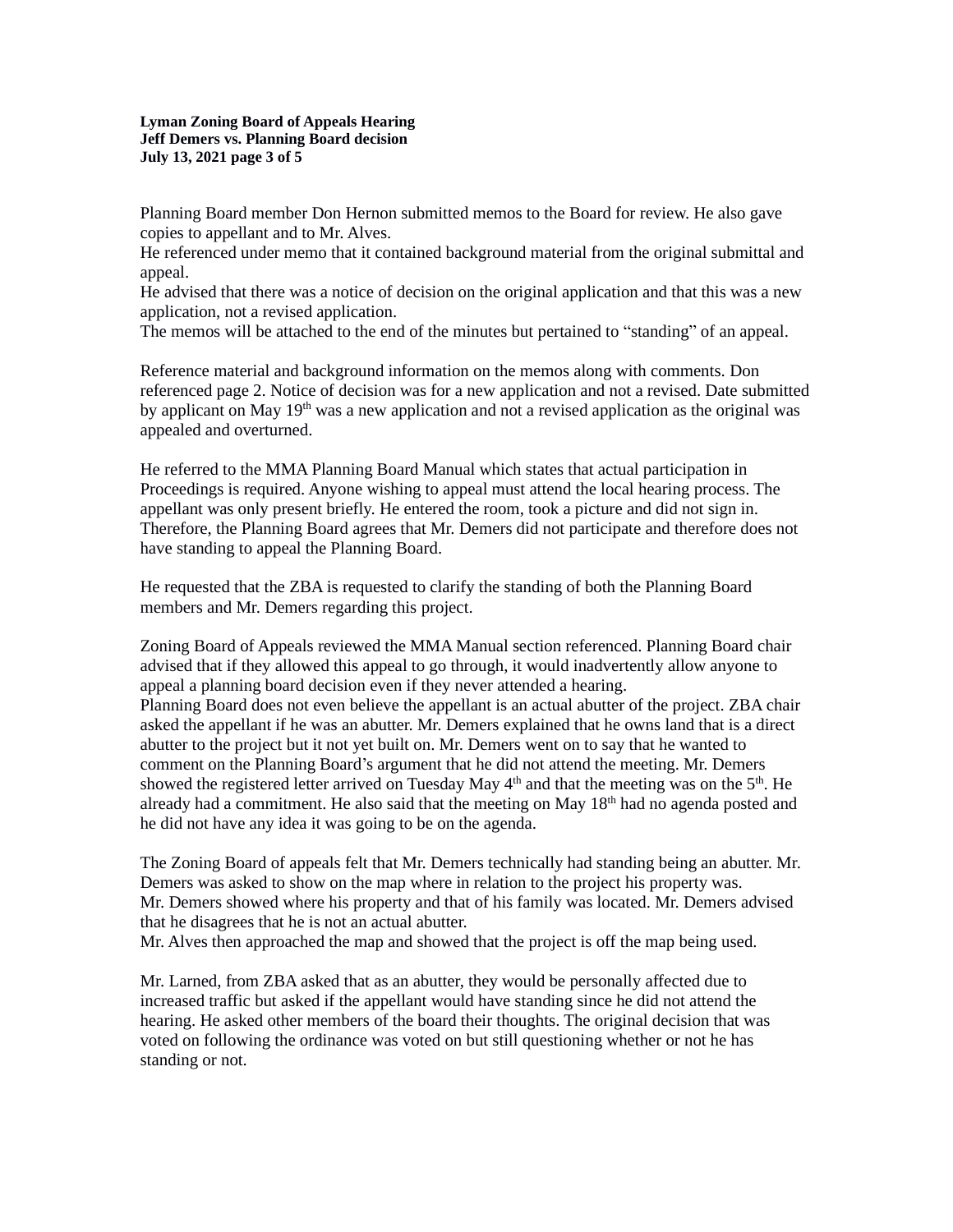Planning Board member Don Hernon submitted memos to the Board for review. He also gave copies to appellant and to Mr. Alves.
He referenced under memo that it contained background material from the original submittal and appeal.
He advised that there was a notice of decision on the original application and that this was a new application, not a revised application.
The memos will be attached to the end of the minutes but pertained to "standing" of an appeal.

Reference material and background information on the memos along with comments. Don referenced page 2. Notice of decision was for a new application and not a revised. Date submitted by applicant on May 19th was a new application and not a revised application as the original was appealed and overturned.

He referred to the MMA Planning Board Manual which states that actual participation in Proceedings is required. Anyone wishing to appeal must attend the local hearing process. The appellant was only present briefly. He entered the room, took a picture and did not sign in. Therefore, the Planning Board agrees that Mr. Demers did not participate and therefore does not have standing to appeal the Planning Board.

He requested that the ZBA is requested to clarify the standing of both the Planning Board members and Mr. Demers regarding this project.

Zoning Board of Appeals reviewed the MMA Manual section referenced. Planning Board chair advised that if they allowed this appeal to go through, it would inadvertently allow anyone to appeal a planning board decision even if they never attended a hearing.
Planning Board does not even believe the appellant is an actual abutter of the project. ZBA chair asked the appellant if he was an abutter. Mr. Demers explained that he owns land that is a direct abutter to the project but it not yet built on. Mr. Demers went on to say that he wanted to comment on the Planning Board's argument that he did not attend the meeting. Mr. Demers showed the registered letter arrived on Tuesday May 4th and that the meeting was on the 5th. He already had a commitment. He also said that the meeting on May 18th had no agenda posted and he did not have any idea it was going to be on the agenda.

The Zoning Board of appeals felt that Mr. Demers technically had standing being an abutter. Mr. Demers was asked to show on the map where in relation to the project his property was.
Mr. Demers showed where his property and that of his family was located. Mr. Demers advised that he disagrees that he is not an actual abutter.
Mr. Alves then approached the map and showed that the project is off the map being used.

Mr. Larned, from ZBA asked that as an abutter, they would be personally affected due to increased traffic but asked if the appellant would have standing since he did not attend the hearing. He asked other members of the board their thoughts. The original decision that was voted on following the ordinance was voted on but still questioning whether or not he has standing or not.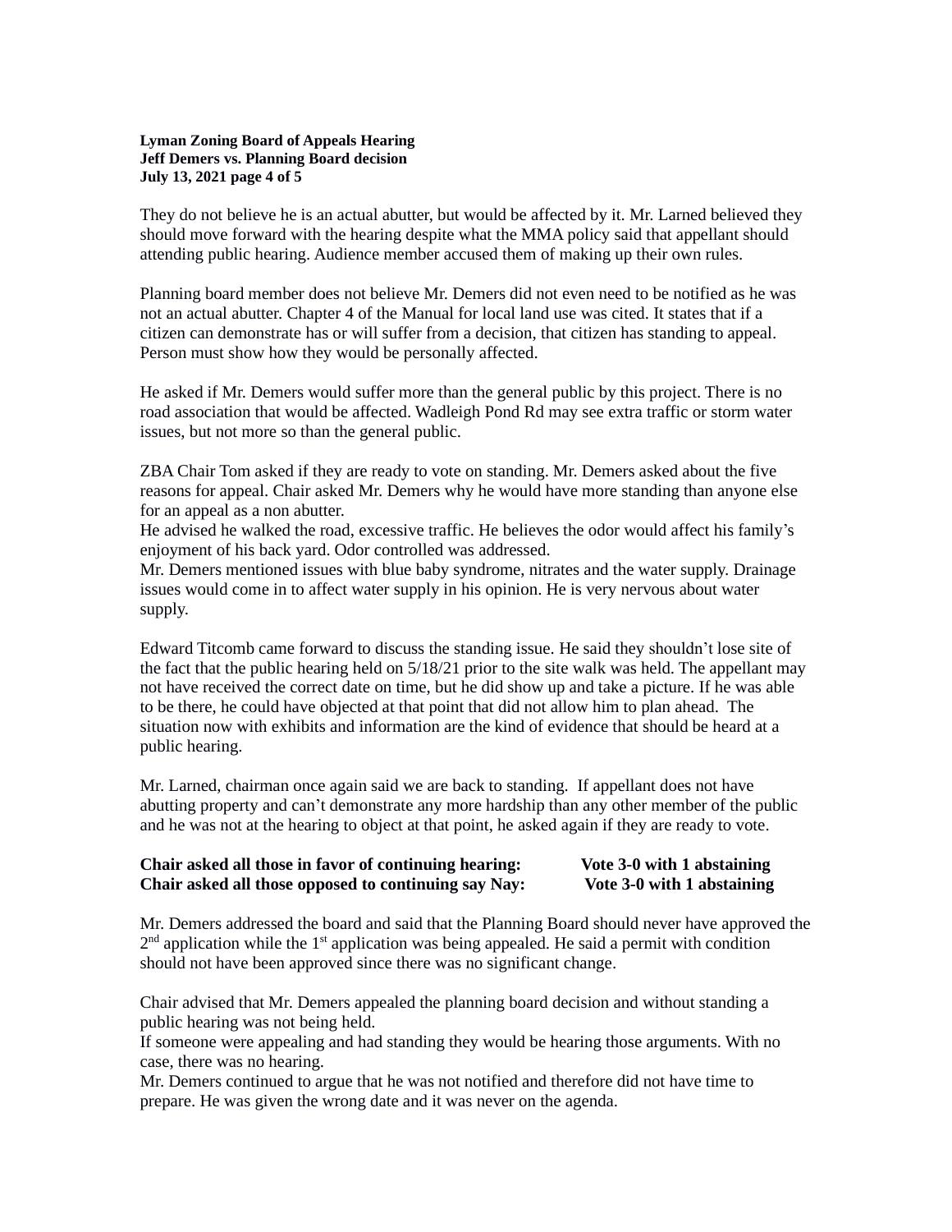They do not believe he is an actual abutter, but would be affected by it. Mr. Larned believed they should move forward with the hearing despite what the MMA policy said that appellant should attending public hearing. Audience member accused them of making up their own rules.

Planning board member does not believe Mr. Demers did not even need to be notified as he was not an actual abutter. Chapter 4 of the Manual for local land use was cited. It states that if a citizen can demonstrate has or will suffer from a decision, that citizen has standing to appeal. Person must show how they would be personally affected.

He asked if Mr. Demers would suffer more than the general public by this project. There is no road association that would be affected. Wadleigh Pond Rd may see extra traffic or storm water issues, but not more so than the general public.

ZBA Chair Tom asked if they are ready to vote on standing. Mr. Demers asked about the five reasons for appeal. Chair asked Mr. Demers why he would have more standing than anyone else for an appeal as a non abutter.
He advised he walked the road, excessive traffic. He believes the odor would affect his family's enjoyment of his back yard. Odor controlled was addressed.
Mr. Demers mentioned issues with blue baby syndrome, nitrates and the water supply. Drainage issues would come in to affect water supply in his opinion. He is very nervous about water supply.

Edward Titcomb came forward to discuss the standing issue. He said they shouldn't lose site of the fact that the public hearing held on 5/18/21 prior to the site walk was held. The appellant may not have received the correct date on time, but he did show up and take a picture. If he was able to be there, he could have objected at that point that did not allow him to plan ahead. The situation now with exhibits and information are the kind of evidence that should be heard at a public hearing.

Mr. Larned, chairman once again said we are back to standing. If appellant does not have abutting property and can't demonstrate any more hardship than any other member of the public and he was not at the hearing to object at that point, he asked again if they are ready to vote.

**Chair asked all those in favor of continuing hearing: Vote 3-0 with 1 abstaining**
**Chair asked all those opposed to continuing say Nay: Vote 3-0 with 1 abstaining**

Mr. Demers addressed the board and said that the Planning Board should never have approved the 2nd application while the 1st application was being appealed. He said a permit with condition should not have been approved since there was no significant change.

Chair advised that Mr. Demers appealed the planning board decision and without standing a public hearing was not being held.
If someone were appealing and had standing they would be hearing those arguments. With no case, there was no hearing.
Mr. Demers continued to argue that he was not notified and therefore did not have time to prepare. He was given the wrong date and it was never on the agenda.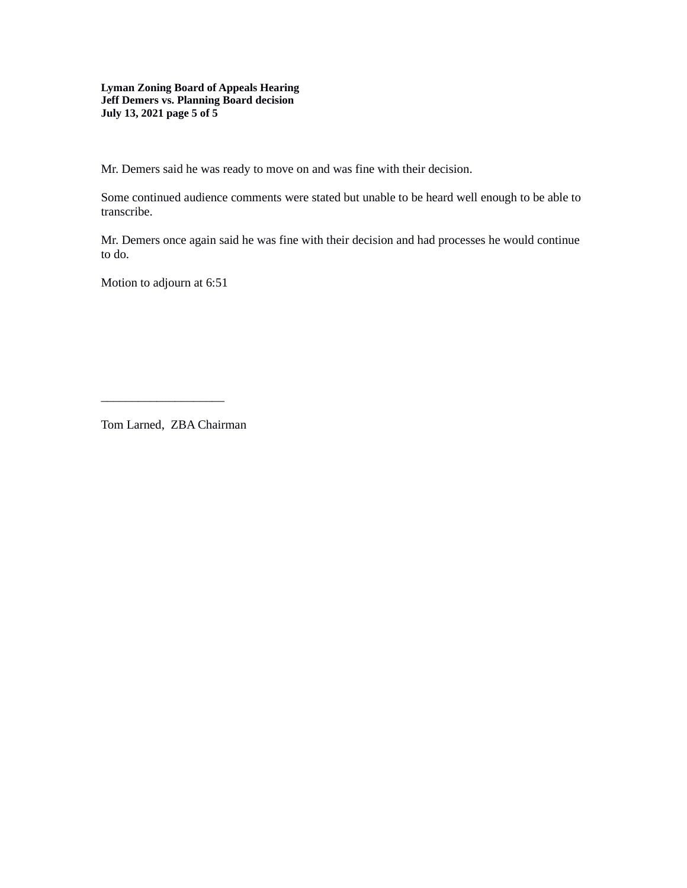Mr. Demers said he was ready to move on and was fine with their decision.

Some continued audience comments were stated but unable to be heard well enough to be able to transcribe.

Mr. Demers once again said he was fine with their decision and had processes he would continue to do.

Motion to adjourn at 6:51

___________________

Tom Larned,  ZBA Chairman